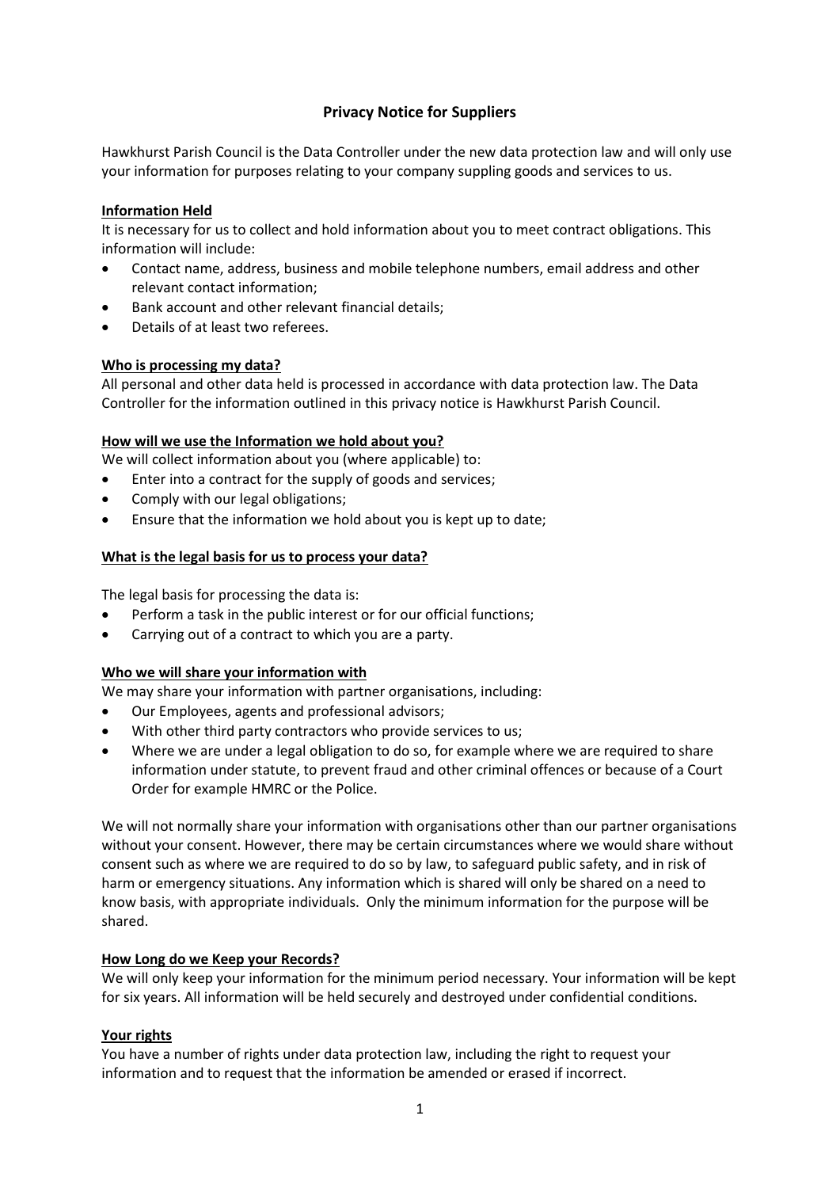# Privacy Notice for Suppliers

Hawkhurst Parish Council is the Data Controller under the new data protection law and will only use your information for purposes relating to your company suppling goods and services to us.

## Information Held

It is necessary for us to collect and hold information about you to meet contract obligations. This information will include:

- Contact name, address, business and mobile telephone numbers, email address and other relevant contact information;
- Bank account and other relevant financial details;
- Details of at least two referees.

## Who is processing my data?

All personal and other data held is processed in accordance with data protection law. The Data Controller for the information outlined in this privacy notice is Hawkhurst Parish Council.

## How will we use the Information we hold about you?

We will collect information about you (where applicable) to:

- Enter into a contract for the supply of goods and services;
- Comply with our legal obligations;
- Ensure that the information we hold about you is kept up to date;

## What is the legal basis for us to process your data?

The legal basis for processing the data is:

- Perform a task in the public interest or for our official functions;
- Carrying out of a contract to which you are a party.

## Who we will share your information with

We may share your information with partner organisations, including:

- Our Employees, agents and professional advisors;
- With other third party contractors who provide services to us;
- Where we are under a legal obligation to do so, for example where we are required to share information under statute, to prevent fraud and other criminal offences or because of a Court Order for example HMRC or the Police.

We will not normally share your information with organisations other than our partner organisations without your consent. However, there may be certain circumstances where we would share without consent such as where we are required to do so by law, to safeguard public safety, and in risk of harm or emergency situations. Any information which is shared will only be shared on a need to know basis, with appropriate individuals. Only the minimum information for the purpose will be shared.

## How Long do we Keep your Records?

We will only keep your information for the minimum period necessary. Your information will be kept for six years. All information will be held securely and destroyed under confidential conditions.

## Your rights

You have a number of rights under data protection law, including the right to request your information and to request that the information be amended or erased if incorrect.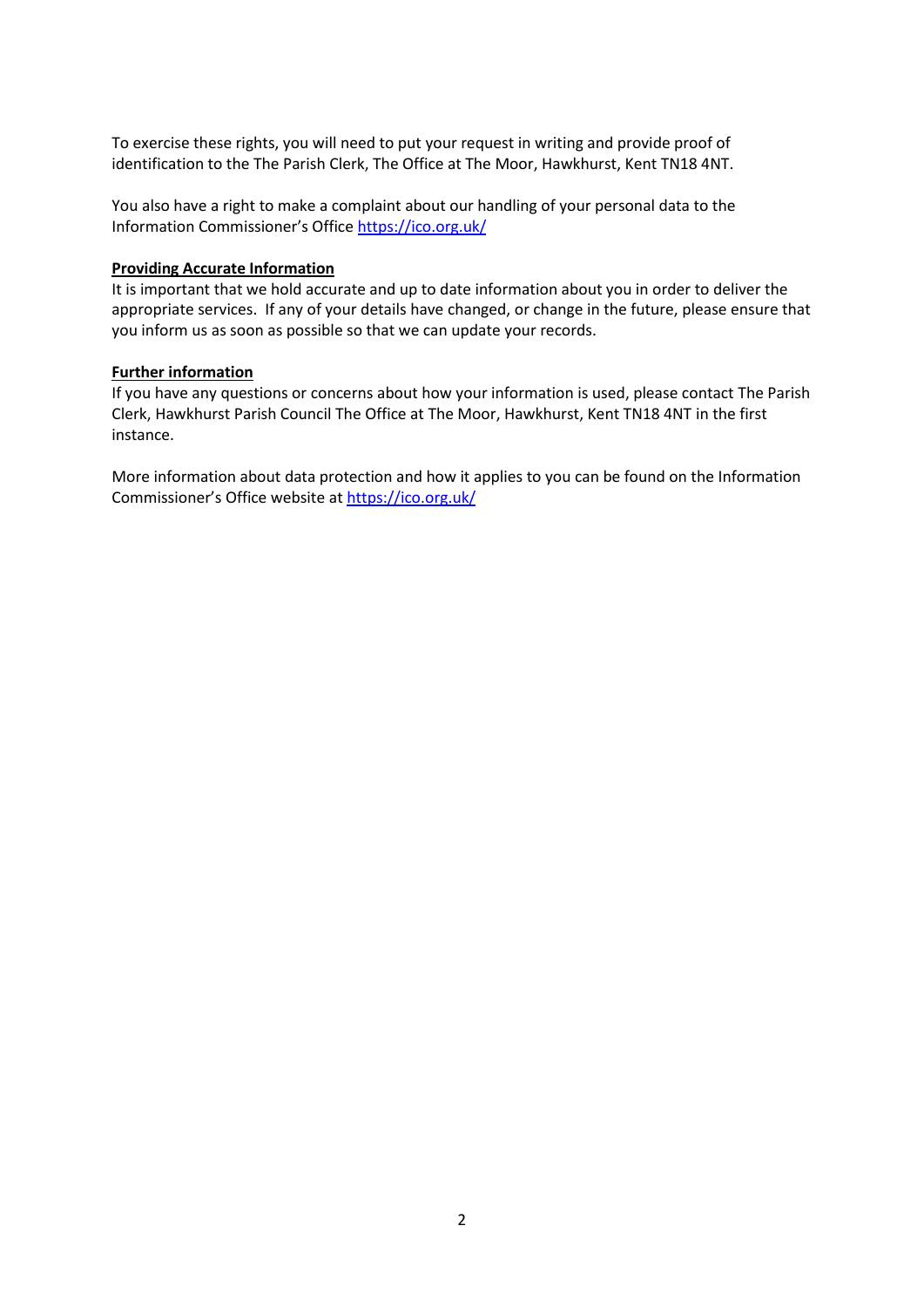To exercise these rights, you will need to put your request in writing and provide proof of identification to the The Parish Clerk, The Office at The Moor, Hawkhurst, Kent TN18 4NT.

You also have a right to make a complaint about our handling of your personal data to the Information Commissioner's Office https://ico.org.uk/

**Providing Accurate Information**

It is important that we hold accurate and up to date information about you in order to deliver the appropriate services. If any of your details have changed, or change in the future, please ensure that you inform us as soon as possible so that we can update your records.

**Further information**

If you have any questions or concerns about how your information is used, please contact The Parish Clerk, Hawkhurst Parish Council The Office at The Moor, Hawkhurst, Kent TN18 4NT in the first instance.

More information about data protection and how it applies to you can be found on the Information Commissioner's Office website at https://ico.org.uk/